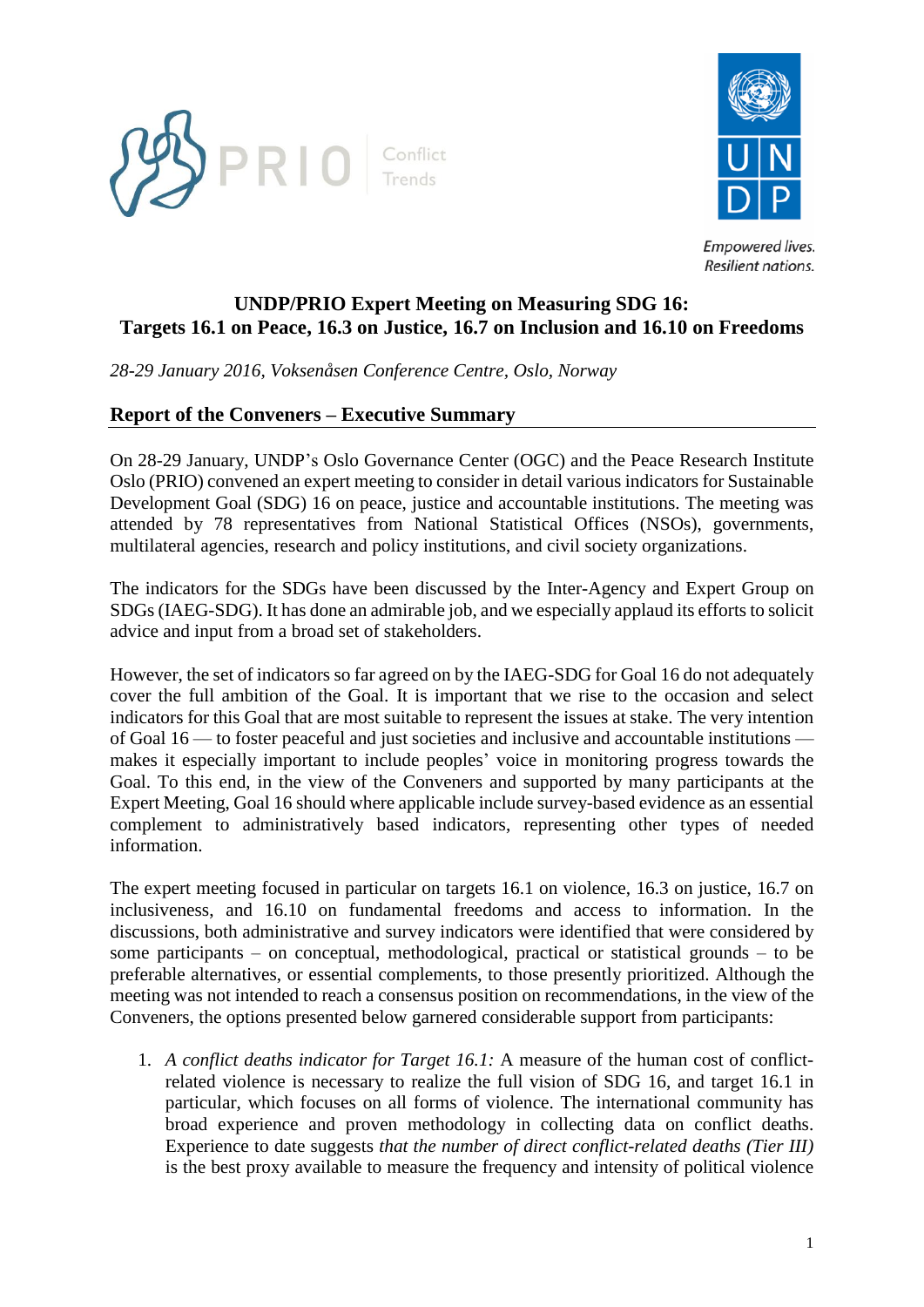# UNDP/PRIO Expert Meeting on Measuring SDG 16: Targets 16.1 on Peace, 16.3 on Justice, 16.7 on Inclusion and 16.10 on Freedoms

*28-29 January 2016, Voksenåsen Conference Centre, Oslo, Norway*

## Report of the Conveners – Executive Summary

On 28-29 January, UNDP's Oslo Governance Center (OGC) and the Peace Research Institute Oslo (PRIO) convened an expert meeting to consider in detail various indicators for Sustainable Development Goal (SDG) 16 on peace, justice and accountable institutions. The meeting was attended by 78 representatives from National Statistical Offices (NSOs), governments, multilateral agencies, research and policy institutions, and civil society organizations.

The indicators for the SDGs have been discussed by the Inter-Agency and Expert Group on SDGs (IAEG-SDG). It has done an admirable job, and we especially applaud its efforts to solicit advice and input from a broad set of stakeholders.

However, the set of indicators so far agreed on by the IAEG-SDG for Goal 16 do not adequately cover the full ambition of the Goal. It is important that we rise to the occasion and select indicators for this Goal that are most suitable to represent the issues at stake. The very intention of Goal 16 — to foster peaceful and just societies and inclusive and accountable institutions — makes it especially important to include peoples' voice in monitoring progress towards the Goal. To this end, in the view of the Conveners and supported by many participants at the Expert Meeting, Goal 16 should where applicable include survey-based evidence as an essential complement to administratively based indicators, representing other types of needed information.

The expert meeting focused in particular on targets 16.1 on violence, 16.3 on justice, 16.7 on inclusiveness, and 16.10 on fundamental freedoms and access to information. In the discussions, both administrative and survey indicators were identified that were considered by some participants – on conceptual, methodological, practical or statistical grounds – to be preferable alternatives, or essential complements, to those presently prioritized. Although the meeting was not intended to reach a consensus position on recommendations, in the view of the Conveners, the options presented below garnered considerable support from participants:

1. *A conflict deaths indicator for Target 16.1:* A measure of the human cost of conflict-related violence is necessary to realize the full vision of SDG 16, and target 16.1 in particular, which focuses on all forms of violence. The international community has broad experience and proven methodology in collecting data on conflict deaths. Experience to date suggests *that the number of direct conflict-related deaths (Tier III)* is the best proxy available to measure the frequency and intensity of political violence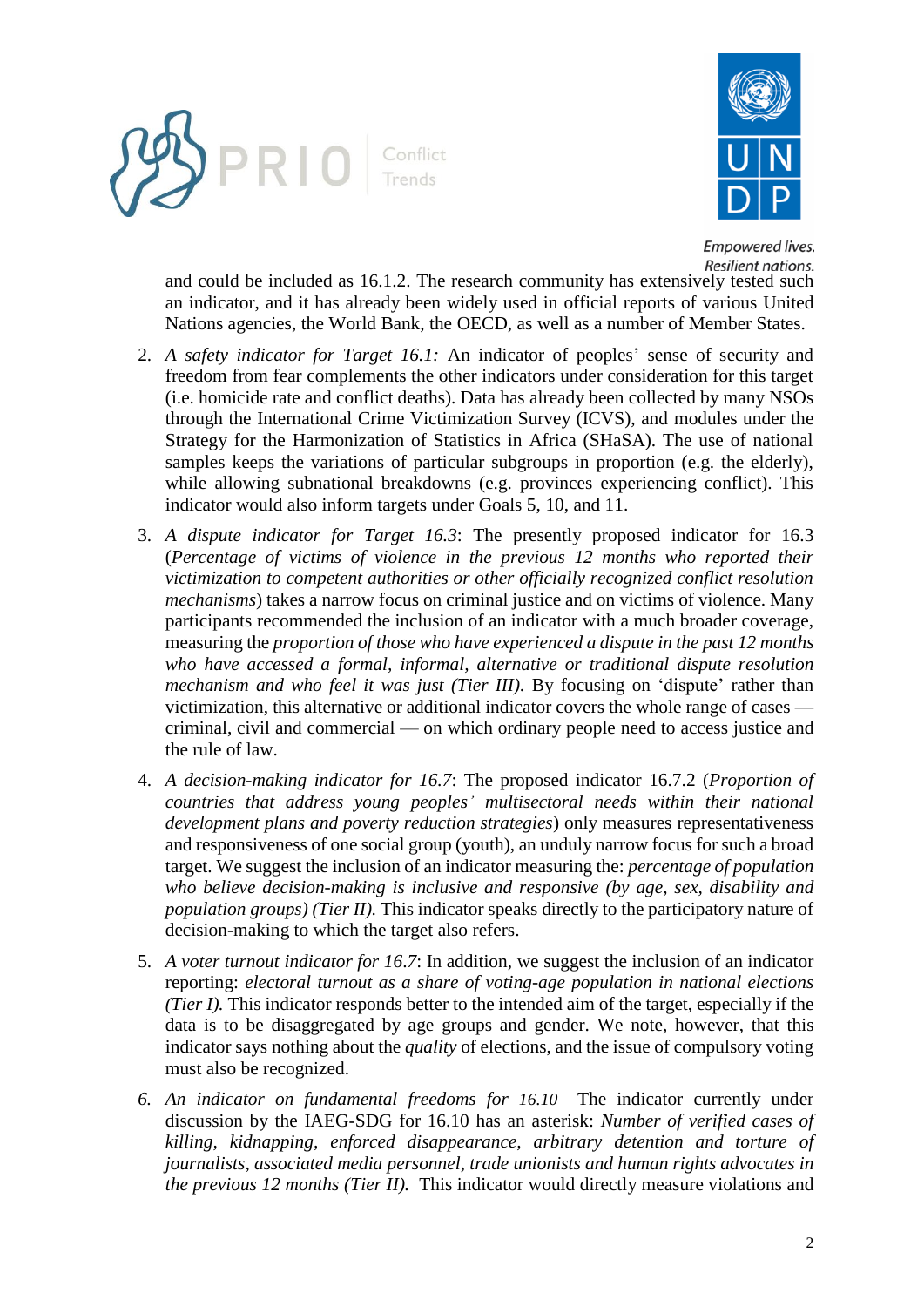and could be included as 16.1.2. The research community has extensively tested such an indicator, and it has already been widely used in official reports of various United Nations agencies, the World Bank, the OECD, as well as a number of Member States.

2. *A safety indicator for Target 16.1:* An indicator of peoples' sense of security and freedom from fear complements the other indicators under consideration for this target (i.e. homicide rate and conflict deaths). Data has already been collected by many NSOs through the International Crime Victimization Survey (ICVS), and modules under the Strategy for the Harmonization of Statistics in Africa (SHaSA). The use of national samples keeps the variations of particular subgroups in proportion (e.g. the elderly), while allowing subnational breakdowns (e.g. provinces experiencing conflict). This indicator would also inform targets under Goals 5, 10, and 11.

3. *A dispute indicator for Target 16.3*: The presently proposed indicator for 16.3 (*Percentage of victims of violence in the previous 12 months who reported their victimization to competent authorities or other officially recognized conflict resolution mechanisms*) takes a narrow focus on criminal justice and on victims of violence. Many participants recommended the inclusion of an indicator with a much broader coverage, measuring the *proportion of those who have experienced a dispute in the past 12 months who have accessed a formal, informal, alternative or traditional dispute resolution mechanism and who feel it was just (Tier III)*. By focusing on 'dispute' rather than victimization, this alternative or additional indicator covers the whole range of cases — criminal, civil and commercial — on which ordinary people need to access justice and the rule of law.

4. *A decision-making indicator for 16.7*: The proposed indicator 16.7.2 (*Proportion of countries that address young peoples' multisectoral needs within their national development plans and poverty reduction strategies*) only measures representativeness and responsiveness of one social group (youth), an unduly narrow focus for such a broad target. We suggest the inclusion of an indicator measuring the: *percentage of population who believe decision-making is inclusive and responsive (by age, sex, disability and population groups) (Tier II)*. This indicator speaks directly to the participatory nature of decision-making to which the target also refers.

5. *A voter turnout indicator for 16.7*: In addition, we suggest the inclusion of an indicator reporting: *electoral turnout as a share of voting-age population in national elections (Tier I).* This indicator responds better to the intended aim of the target, especially if the data is to be disaggregated by age groups and gender. We note, however, that this indicator says nothing about the *quality* of elections, and the issue of compulsory voting must also be recognized.

6. *An indicator on fundamental freedoms for 16.10* The indicator currently under discussion by the IAEG-SDG for 16.10 has an asterisk: *Number of verified cases of killing, kidnapping, enforced disappearance, arbitrary detention and torture of journalists, associated media personnel, trade unionists and human rights advocates in the previous 12 months (Tier II).* This indicator would directly measure violations and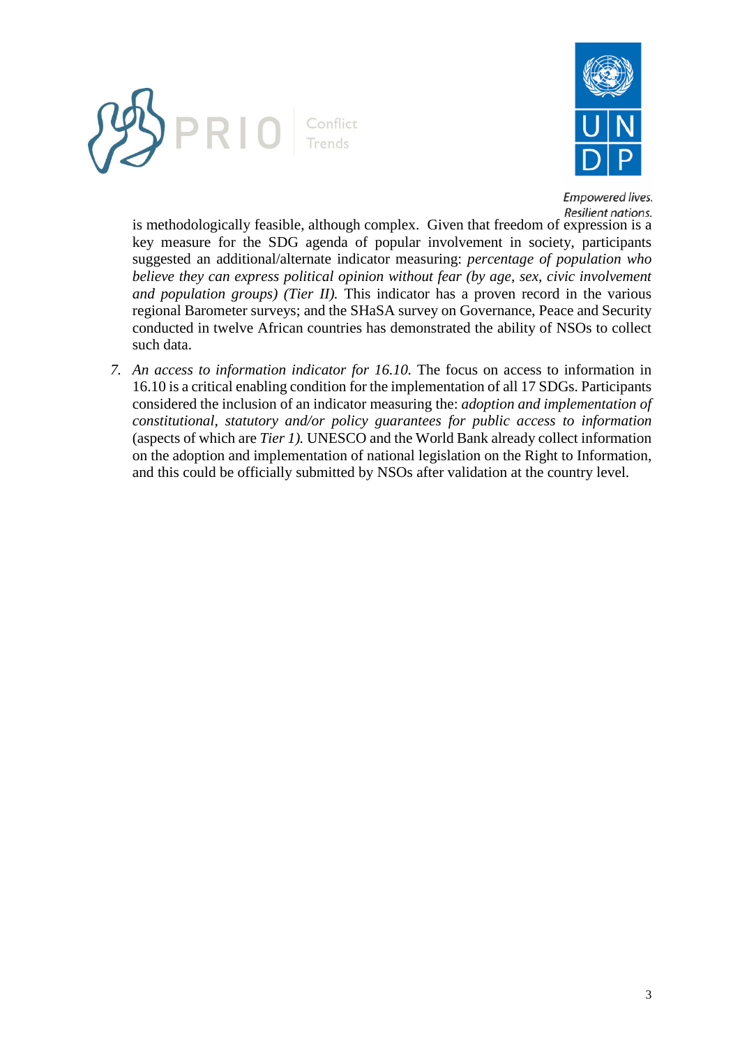is methodologically feasible, although complex. Given that freedom of expression is a key measure for the SDG agenda of popular involvement in society, participants suggested an additional/alternate indicator measuring: *percentage of population who believe they can express political opinion without fear (by age, sex, civic involvement and population groups) (Tier II).* This indicator has a proven record in the various regional Barometer surveys; and the SHaSA survey on Governance, Peace and Security conducted in twelve African countries has demonstrated the ability of NSOs to collect such data.

7. *An access to information indicator for 16.10.* The focus on access to information in 16.10 is a critical enabling condition for the implementation of all 17 SDGs. Participants considered the inclusion of an indicator measuring the: *adoption and implementation of constitutional, statutory and/or policy guarantees for public access to information* (aspects of which are *Tier 1).* UNESCO and the World Bank already collect information on the adoption and implementation of national legislation on the Right to Information, and this could be officially submitted by NSOs after validation at the country level.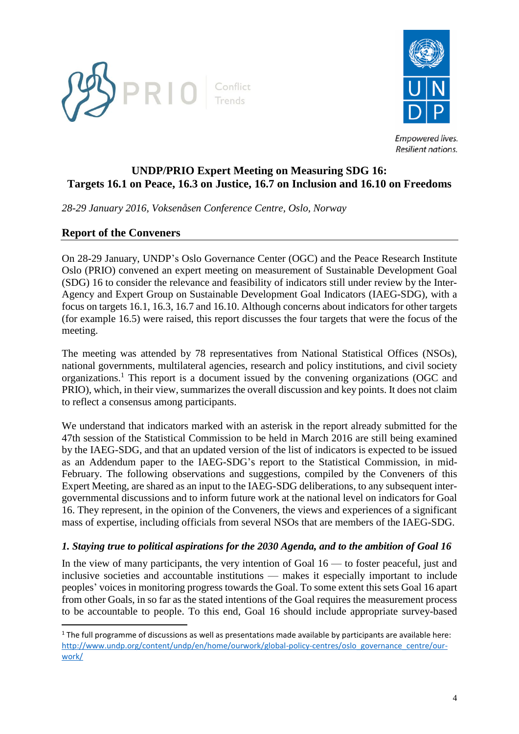**UNDP/PRIO Expert Meeting on Measuring SDG 16:**
**Targets 16.1 on Peace, 16.3 on Justice, 16.7 on Inclusion and 16.10 on Freedoms**

*28-29 January 2016, Voksenåsen Conference Centre, Oslo, Norway*

## Report of the Conveners

On 28-29 January, UNDP's Oslo Governance Center (OGC) and the Peace Research Institute Oslo (PRIO) convened an expert meeting on measurement of Sustainable Development Goal (SDG) 16 to consider the relevance and feasibility of indicators still under review by the Inter-Agency and Expert Group on Sustainable Development Goal Indicators (IAEG-SDG), with a focus on targets 16.1, 16.3, 16.7 and 16.10. Although concerns about indicators for other targets (for example 16.5) were raised, this report discusses the four targets that were the focus of the meeting.

The meeting was attended by 78 representatives from National Statistical Offices (NSOs), national governments, multilateral agencies, research and policy institutions, and civil society organizations.[1] This report is a document issued by the convening organizations (OGC and PRIO), which, in their view, summarizes the overall discussion and key points. It does not claim to reflect a consensus among participants.

We understand that indicators marked with an asterisk in the report already submitted for the 47th session of the Statistical Commission to be held in March 2016 are still being examined by the IAEG-SDG, and that an updated version of the list of indicators is expected to be issued as an Addendum paper to the IAEG-SDG's report to the Statistical Commission, in mid-February. The following observations and suggestions, compiled by the Conveners of this Expert Meeting, are shared as an input to the IAEG-SDG deliberations, to any subsequent inter-governmental discussions and to inform future work at the national level on indicators for Goal 16. They represent, in the opinion of the Conveners, the views and experiences of a significant mass of expertise, including officials from several NSOs that are members of the IAEG-SDG.

### *1. Staying true to political aspirations for the 2030 Agenda, and to the ambition of Goal 16*

In the view of many participants, the very intention of Goal 16 — to foster peaceful, just and inclusive societies and accountable institutions — makes it especially important to include peoples' voices in monitoring progress towards the Goal. To some extent this sets Goal 16 apart from other Goals, in so far as the stated intentions of the Goal requires the measurement process to be accountable to people. To this end, Goal 16 should include appropriate survey-based

---

[1] The full programme of discussions as well as presentations made available by participants are available here: http://www.undp.org/content/undp/en/home/ourwork/global-policy-centres/oslo_governance_centre/our-work/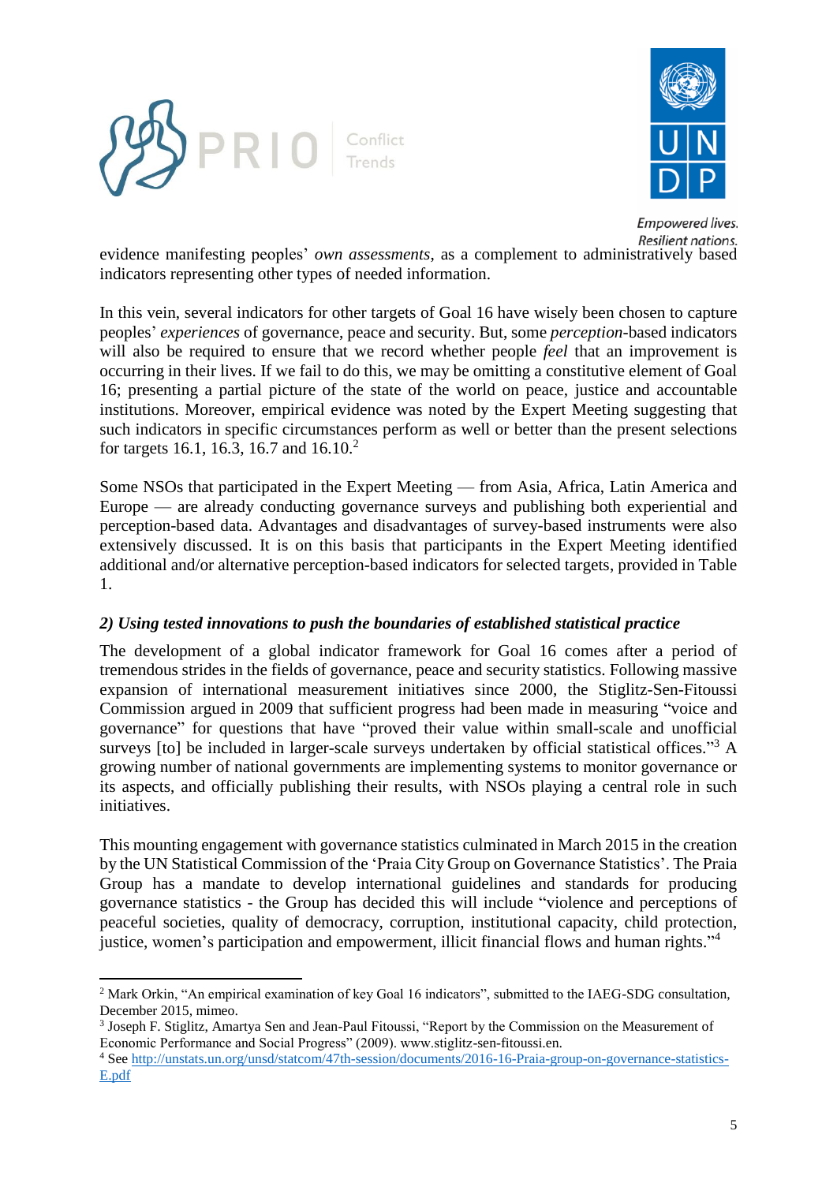evidence manifesting peoples' *own assessments*, as a complement to administratively based indicators representing other types of needed information.

In this vein, several indicators for other targets of Goal 16 have wisely been chosen to capture peoples' *experiences* of governance, peace and security. But, some *perception*-based indicators will also be required to ensure that we record whether people *feel* that an improvement is occurring in their lives. If we fail to do this, we may be omitting a constitutive element of Goal 16; presenting a partial picture of the state of the world on peace, justice and accountable institutions. Moreover, empirical evidence was noted by the Expert Meeting suggesting that such indicators in specific circumstances perform as well or better than the present selections for targets 16.1, 16.3, 16.7 and 16.10.[2]

Some NSOs that participated in the Expert Meeting — from Asia, Africa, Latin America and Europe — are already conducting governance surveys and publishing both experiential and perception-based data. Advantages and disadvantages of survey-based instruments were also extensively discussed. It is on this basis that participants in the Expert Meeting identified additional and/or alternative perception-based indicators for selected targets, provided in Table 1.

### *2) Using tested innovations to push the boundaries of established statistical practice*

The development of a global indicator framework for Goal 16 comes after a period of tremendous strides in the fields of governance, peace and security statistics. Following massive expansion of international measurement initiatives since 2000, the Stiglitz-Sen-Fitoussi Commission argued in 2009 that sufficient progress had been made in measuring "voice and governance" for questions that have "proved their value within small-scale and unofficial surveys [to] be included in larger-scale surveys undertaken by official statistical offices."[3] A growing number of national governments are implementing systems to monitor governance or its aspects, and officially publishing their results, with NSOs playing a central role in such initiatives.

This mounting engagement with governance statistics culminated in March 2015 in the creation by the UN Statistical Commission of the 'Praia City Group on Governance Statistics'. The Praia Group has a mandate to develop international guidelines and standards for producing governance statistics - the Group has decided this will include "violence and perceptions of peaceful societies, quality of democracy, corruption, institutional capacity, child protection, justice, women's participation and empowerment, illicit financial flows and human rights."[4]

---

[2] Mark Orkin, "An empirical examination of key Goal 16 indicators", submitted to the IAEG-SDG consultation, December 2015, mimeo.

[3] Joseph F. Stiglitz, Amartya Sen and Jean-Paul Fitoussi, "Report by the Commission on the Measurement of Economic Performance and Social Progress" (2009). www.stiglitz-sen-fitoussi.en.

[4] See http://unstats.un.org/unsd/statcom/47th-session/documents/2016-16-Praia-group-on-governance-statistics-E.pdf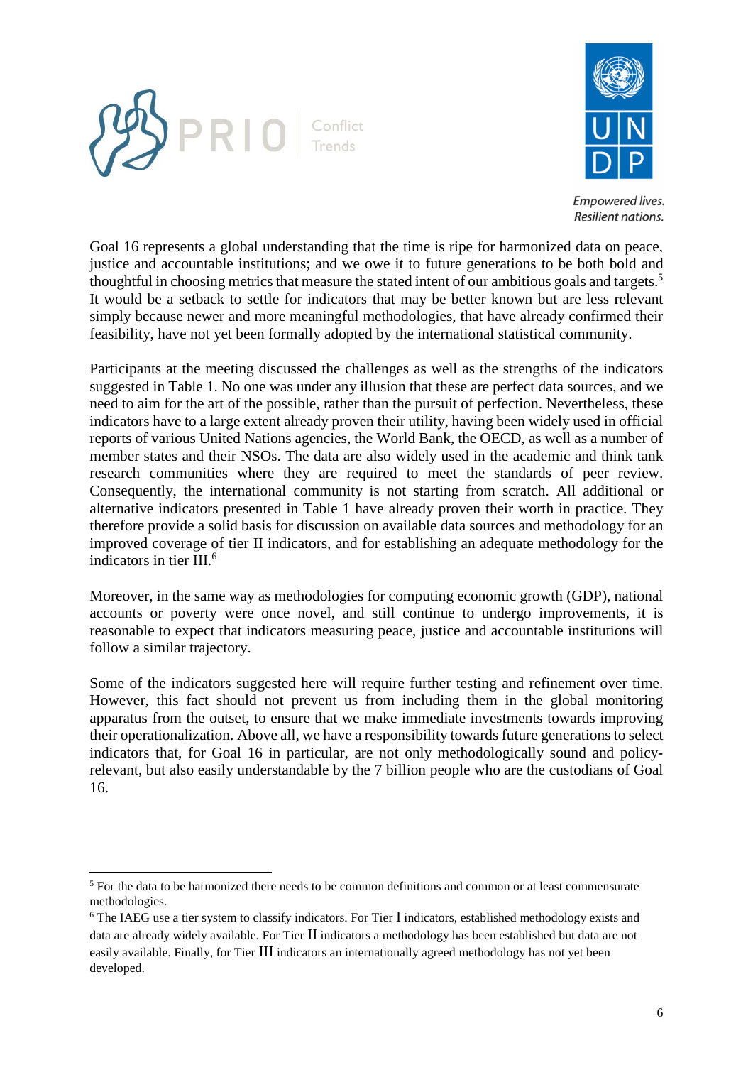Goal 16 represents a global understanding that the time is ripe for harmonized data on peace, justice and accountable institutions; and we owe it to future generations to be both bold and thoughtful in choosing metrics that measure the stated intent of our ambitious goals and targets.[5] It would be a setback to settle for indicators that may be better known but are less relevant simply because newer and more meaningful methodologies, that have already confirmed their feasibility, have not yet been formally adopted by the international statistical community.

Participants at the meeting discussed the challenges as well as the strengths of the indicators suggested in Table 1. No one was under any illusion that these are perfect data sources, and we need to aim for the art of the possible, rather than the pursuit of perfection. Nevertheless, these indicators have to a large extent already proven their utility, having been widely used in official reports of various United Nations agencies, the World Bank, the OECD, as well as a number of member states and their NSOs. The data are also widely used in the academic and think tank research communities where they are required to meet the standards of peer review. Consequently, the international community is not starting from scratch. All additional or alternative indicators presented in Table 1 have already proven their worth in practice. They therefore provide a solid basis for discussion on available data sources and methodology for an improved coverage of tier II indicators, and for establishing an adequate methodology for the indicators in tier III.[6]

Moreover, in the same way as methodologies for computing economic growth (GDP), national accounts or poverty were once novel, and still continue to undergo improvements, it is reasonable to expect that indicators measuring peace, justice and accountable institutions will follow a similar trajectory.

Some of the indicators suggested here will require further testing and refinement over time. However, this fact should not prevent us from including them in the global monitoring apparatus from the outset, to ensure that we make immediate investments towards improving their operationalization. Above all, we have a responsibility towards future generations to select indicators that, for Goal 16 in particular, are not only methodologically sound and policy-relevant, but also easily understandable by the 7 billion people who are the custodians of Goal 16.

---

[5] For the data to be harmonized there needs to be common definitions and common or at least commensurate methodologies.

[6] The IAEG use a tier system to classify indicators. For Tier I indicators, established methodology exists and data are already widely available. For Tier II indicators a methodology has been established but data are not easily available. Finally, for Tier III indicators an internationally agreed methodology has not yet been developed.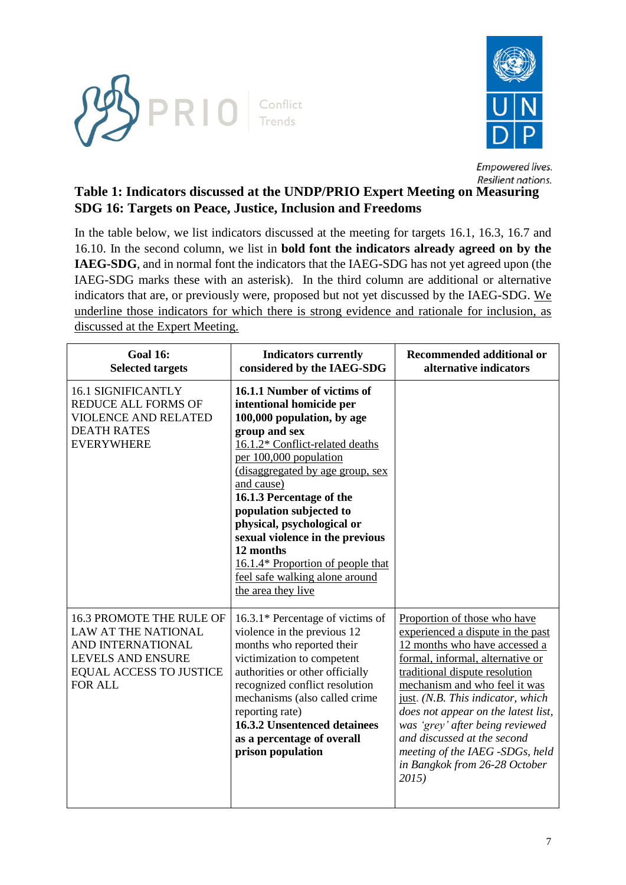## Table 1: Indicators discussed at the UNDP/PRIO Expert Meeting on Measuring SDG 16: Targets on Peace, Justice, Inclusion and Freedoms

In the table below, we list indicators discussed at the meeting for targets 16.1, 16.3, 16.7 and 16.10. In the second column, we list in **bold font the indicators already agreed on by the IAEG-SDG**, and in normal font the indicators that the IAEG-SDG has not yet agreed upon (the IAEG-SDG marks these with an asterisk). In the third column are additional or alternative indicators that are, or previously were, proposed but not yet discussed by the IAEG-SDG. <u>We underline those indicators for which there is strong evidence and rationale for inclusion, as discussed at the Expert Meeting.</u>

| Goal 16: Selected targets | Indicators currently considered by the IAEG-SDG | Recommended additional or alternative indicators |
|---|---|---|
| 16.1 SIGNIFICANTLY REDUCE ALL FORMS OF VIOLENCE AND RELATED DEATH RATES EVERYWHERE | **16.1.1 Number of victims of intentional homicide per 100,000 population, by age group and sex**<br><u>16.1.2* Conflict-related deaths per 100,000 population (disaggregated by age group, sex and cause)</u><br>**16.1.3 Percentage of the population subjected to physical, psychological or sexual violence in the previous 12 months**<br><u>16.1.4* Proportion of people that feel safe walking alone around the area they live</u> | |
| 16.3 PROMOTE THE RULE OF LAW AT THE NATIONAL AND INTERNATIONAL LEVELS AND ENSURE EQUAL ACCESS TO JUSTICE FOR ALL | 16.3.1* Percentage of victims of violence in the previous 12 months who reported their victimization to competent authorities or other officially recognized conflict resolution mechanisms (also called crime reporting rate)<br>**16.3.2 Unsentenced detainees as a percentage of overall prison population** | <u>Proportion of those who have experienced a dispute in the past 12 months who have accessed a formal, informal, alternative or traditional dispute resolution mechanism and who feel it was just</u>. *(N.B. This indicator, which does not appear on the latest list, was 'grey' after being reviewed and discussed at the second meeting of the IAEG -SDGs, held in Bangkok from 26-28 October 2015)* |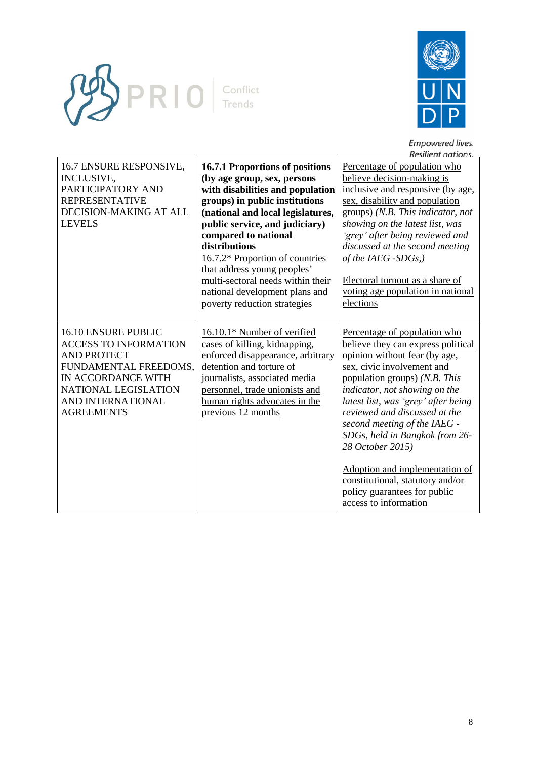| | | |
|---|---|---|
| 16.7 ENSURE RESPONSIVE, INCLUSIVE, PARTICIPATORY AND REPRESENTATIVE DECISION-MAKING AT ALL LEVELS | **16.7.1 Proportions of positions (by age group, sex, persons with disabilities and population groups) in public institutions (national and local legislatures, public service, and judiciary) compared to national distributions**<br>16.7.2* Proportion of countries that address young peoples' multi-sectoral needs within their national development plans and poverty reduction strategies | Percentage of population who believe decision-making is inclusive and responsive (by age, sex, disability and population groups) *(N.B. This indicator, not showing on the latest list, was 'grey' after being reviewed and discussed at the second meeting of the IAEG -SDGs,)*<br><br>Electoral turnout as a share of voting age population in national elections |
| 16.10 ENSURE PUBLIC ACCESS TO INFORMATION AND PROTECT FUNDAMENTAL FREEDOMS, IN ACCORDANCE WITH NATIONAL LEGISLATION AND INTERNATIONAL AGREEMENTS | 16.10.1* Number of verified cases of killing, kidnapping, enforced disappearance, arbitrary detention and torture of journalists, associated media personnel, trade unionists and human rights advocates in the previous 12 months | Percentage of population who believe they can express political opinion without fear (by age, sex, civic involvement and population groups) *(N.B. This indicator, not showing on the latest list, was 'grey' after being reviewed and discussed at the second meeting of the IAEG - SDGs, held in Bangkok from 26-28 October 2015)*<br><br>Adoption and implementation of constitutional, statutory and/or policy guarantees for public access to information |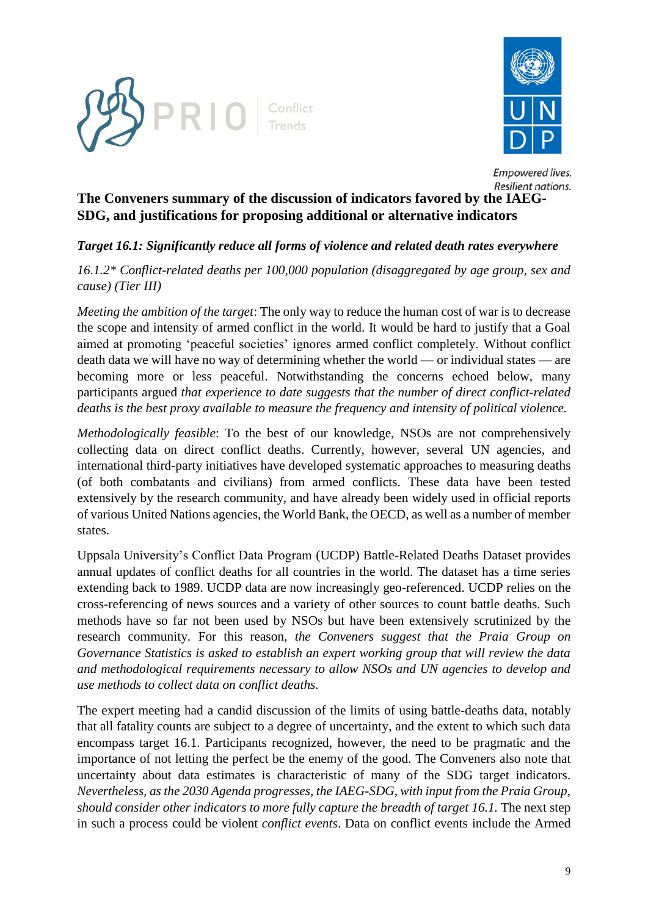## The Conveners summary of the discussion of indicators favored by the IAEG-SDG, and justifications for proposing additional or alternative indicators

***Target 16.1: Significantly reduce all forms of violence and related death rates everywhere***

*16.1.2\* Conflict-related deaths per 100,000 population (disaggregated by age group, sex and cause) (Tier III)*

*Meeting the ambition of the target*: The only way to reduce the human cost of war is to decrease the scope and intensity of armed conflict in the world. It would be hard to justify that a Goal aimed at promoting 'peaceful societies' ignores armed conflict completely. Without conflict death data we will have no way of determining whether the world — or individual states — are becoming more or less peaceful. Notwithstanding the concerns echoed below, many participants argued *that experience to date suggests that the number of direct conflict-related deaths is the best proxy available to measure the frequency and intensity of political violence.*

*Methodologically feasible*: To the best of our knowledge, NSOs are not comprehensively collecting data on direct conflict deaths. Currently, however, several UN agencies, and international third-party initiatives have developed systematic approaches to measuring deaths (of both combatants and civilians) from armed conflicts. These data have been tested extensively by the research community, and have already been widely used in official reports of various United Nations agencies, the World Bank, the OECD, as well as a number of member states.

Uppsala University's Conflict Data Program (UCDP) Battle-Related Deaths Dataset provides annual updates of conflict deaths for all countries in the world. The dataset has a time series extending back to 1989. UCDP data are now increasingly geo-referenced. UCDP relies on the cross-referencing of news sources and a variety of other sources to count battle deaths. Such methods have so far not been used by NSOs but have been extensively scrutinized by the research community. For this reason, *the Conveners suggest that the Praia Group on Governance Statistics is asked to establish an expert working group that will review the data and methodological requirements necessary to allow NSOs and UN agencies to develop and use methods to collect data on conflict deaths.*

The expert meeting had a candid discussion of the limits of using battle-deaths data, notably that all fatality counts are subject to a degree of uncertainty, and the extent to which such data encompass target 16.1. Participants recognized, however, the need to be pragmatic and the importance of not letting the perfect be the enemy of the good. The Conveners also note that uncertainty about data estimates is characteristic of many of the SDG target indicators. *Nevertheless, as the 2030 Agenda progresses, the IAEG-SDG, with input from the Praia Group, should consider other indicators to more fully capture the breadth of target 16.1.* The next step in such a process could be violent *conflict events*. Data on conflict events include the Armed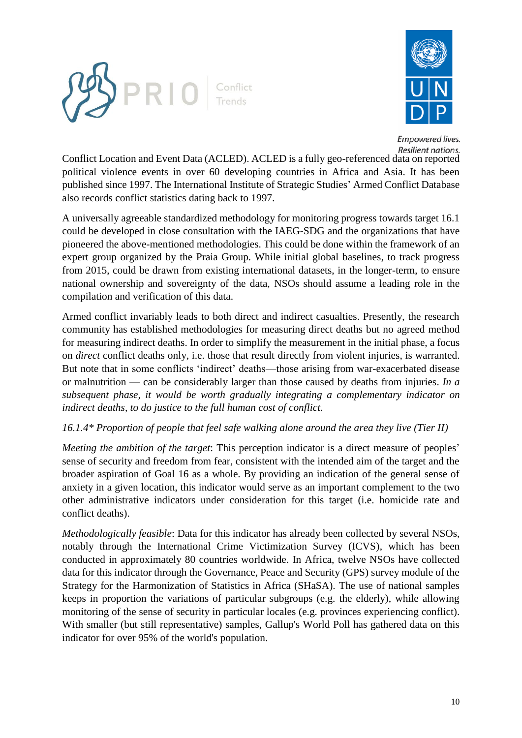Conflict Location and Event Data (ACLED). ACLED is a fully geo-referenced data on reported political violence events in over 60 developing countries in Africa and Asia. It has been published since 1997. The International Institute of Strategic Studies' Armed Conflict Database also records conflict statistics dating back to 1997.

A universally agreeable standardized methodology for monitoring progress towards target 16.1 could be developed in close consultation with the IAEG-SDG and the organizations that have pioneered the above-mentioned methodologies. This could be done within the framework of an expert group organized by the Praia Group. While initial global baselines, to track progress from 2015, could be drawn from existing international datasets, in the longer-term, to ensure national ownership and sovereignty of the data, NSOs should assume a leading role in the compilation and verification of this data.

Armed conflict invariably leads to both direct and indirect casualties. Presently, the research community has established methodologies for measuring direct deaths but no agreed method for measuring indirect deaths. In order to simplify the measurement in the initial phase, a focus on *direct* conflict deaths only, i.e. those that result directly from violent injuries, is warranted. But note that in some conflicts 'indirect' deaths—those arising from war-exacerbated disease or malnutrition — can be considerably larger than those caused by deaths from injuries. *In a subsequent phase, it would be worth gradually integrating a complementary indicator on indirect deaths, to do justice to the full human cost of conflict.*

*16.1.4\* Proportion of people that feel safe walking alone around the area they live (Tier II)*

*Meeting the ambition of the target*: This perception indicator is a direct measure of peoples' sense of security and freedom from fear, consistent with the intended aim of the target and the broader aspiration of Goal 16 as a whole. By providing an indication of the general sense of anxiety in a given location, this indicator would serve as an important complement to the two other administrative indicators under consideration for this target (i.e. homicide rate and conflict deaths).

*Methodologically feasible*: Data for this indicator has already been collected by several NSOs, notably through the International Crime Victimization Survey (ICVS), which has been conducted in approximately 80 countries worldwide. In Africa, twelve NSOs have collected data for this indicator through the Governance, Peace and Security (GPS) survey module of the Strategy for the Harmonization of Statistics in Africa (SHaSA). The use of national samples keeps in proportion the variations of particular subgroups (e.g. the elderly), while allowing monitoring of the sense of security in particular locales (e.g. provinces experiencing conflict). With smaller (but still representative) samples, Gallup's World Poll has gathered data on this indicator for over 95% of the world's population.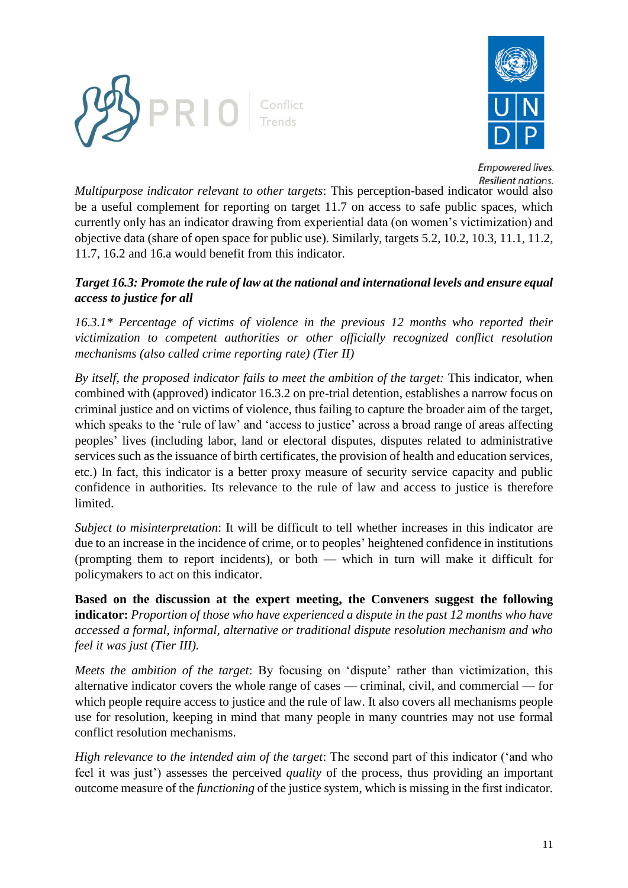*Multipurpose indicator relevant to other targets*: This perception-based indicator would also be a useful complement for reporting on target 11.7 on access to safe public spaces, which currently only has an indicator drawing from experiential data (on women's victimization) and objective data (share of open space for public use). Similarly, targets 5.2, 10.2, 10.3, 11.1, 11.2, 11.7, 16.2 and 16.a would benefit from this indicator.

***Target 16.3: Promote the rule of law at the national and international levels and ensure equal access to justice for all***

*16.3.1\* Percentage of victims of violence in the previous 12 months who reported their victimization to competent authorities or other officially recognized conflict resolution mechanisms (also called crime reporting rate) (Tier II)*

*By itself, the proposed indicator fails to meet the ambition of the target:* This indicator, when combined with (approved) indicator 16.3.2 on pre-trial detention, establishes a narrow focus on criminal justice and on victims of violence, thus failing to capture the broader aim of the target, which speaks to the 'rule of law' and 'access to justice' across a broad range of areas affecting peoples' lives (including labor, land or electoral disputes, disputes related to administrative services such as the issuance of birth certificates, the provision of health and education services, etc.) In fact, this indicator is a better proxy measure of security service capacity and public confidence in authorities. Its relevance to the rule of law and access to justice is therefore limited.

*Subject to misinterpretation*: It will be difficult to tell whether increases in this indicator are due to an increase in the incidence of crime, or to peoples' heightened confidence in institutions (prompting them to report incidents), or both — which in turn will make it difficult for policymakers to act on this indicator.

**Based on the discussion at the expert meeting, the Conveners suggest the following indicator:** *Proportion of those who have experienced a dispute in the past 12 months who have accessed a formal, informal, alternative or traditional dispute resolution mechanism and who feel it was just (Tier III).*

*Meets the ambition of the target*: By focusing on 'dispute' rather than victimization, this alternative indicator covers the whole range of cases — criminal, civil, and commercial — for which people require access to justice and the rule of law. It also covers all mechanisms people use for resolution, keeping in mind that many people in many countries may not use formal conflict resolution mechanisms.

*High relevance to the intended aim of the target*: The second part of this indicator ('and who feel it was just') assesses the perceived *quality* of the process, thus providing an important outcome measure of the *functioning* of the justice system, which is missing in the first indicator.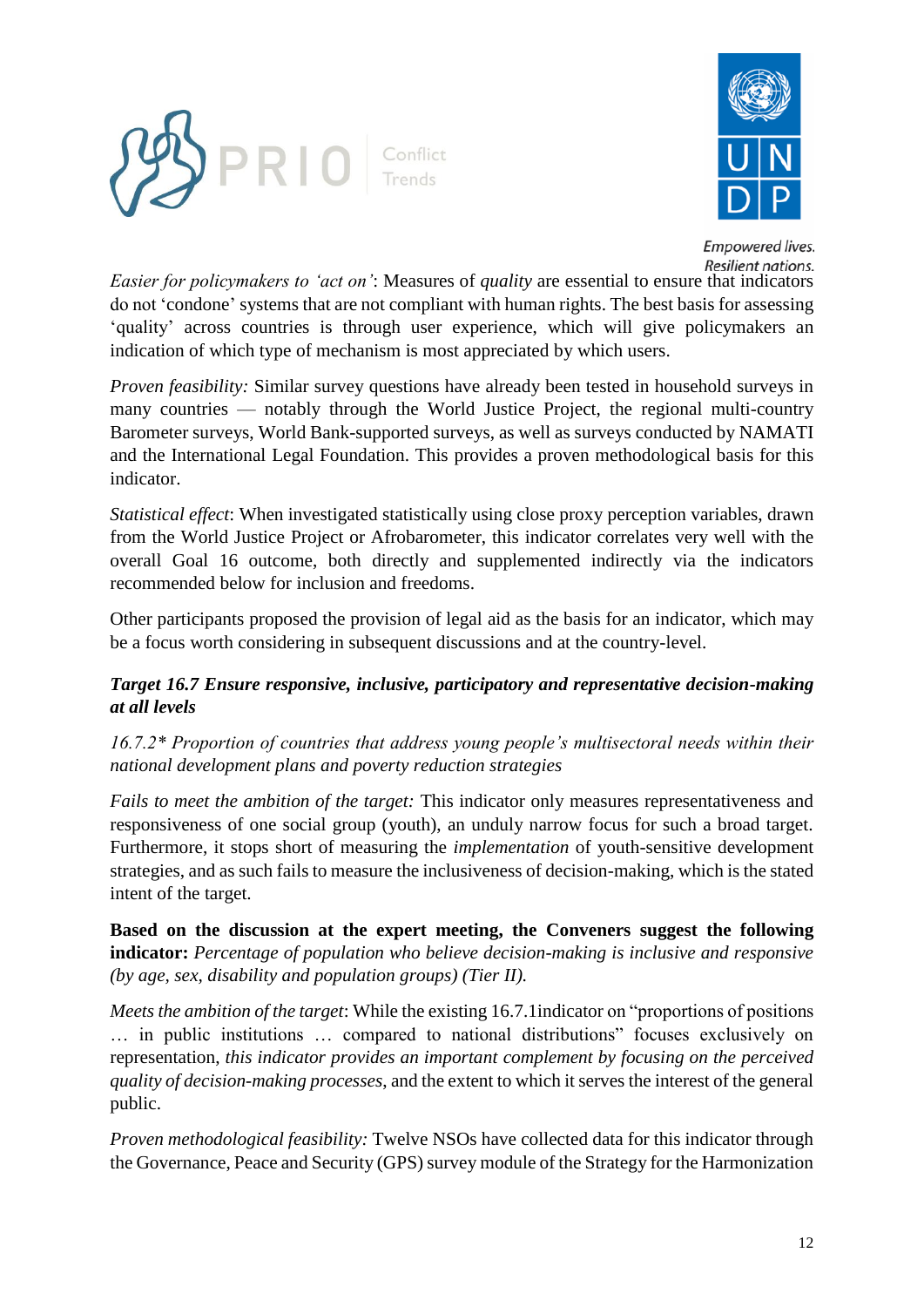*Easier for policymakers to 'act on'*: Measures of *quality* are essential to ensure that indicators do not 'condone' systems that are not compliant with human rights. The best basis for assessing 'quality' across countries is through user experience, which will give policymakers an indication of which type of mechanism is most appreciated by which users.

*Proven feasibility:* Similar survey questions have already been tested in household surveys in many countries — notably through the World Justice Project, the regional multi-country Barometer surveys, World Bank-supported surveys, as well as surveys conducted by NAMATI and the International Legal Foundation. This provides a proven methodological basis for this indicator.

*Statistical effect*: When investigated statistically using close proxy perception variables, drawn from the World Justice Project or Afrobarometer, this indicator correlates very well with the overall Goal 16 outcome, both directly and supplemented indirectly via the indicators recommended below for inclusion and freedoms.

Other participants proposed the provision of legal aid as the basis for an indicator, which may be a focus worth considering in subsequent discussions and at the country-level.

***Target 16.7 Ensure responsive, inclusive, participatory and representative decision-making at all levels***

*16.7.2\* Proportion of countries that address young people's multisectoral needs within their national development plans and poverty reduction strategies*

*Fails to meet the ambition of the target:* This indicator only measures representativeness and responsiveness of one social group (youth), an unduly narrow focus for such a broad target. Furthermore, it stops short of measuring the *implementation* of youth-sensitive development strategies, and as such fails to measure the inclusiveness of decision-making, which is the stated intent of the target.

**Based on the discussion at the expert meeting, the Conveners suggest the following indicator:** *Percentage of population who believe decision-making is inclusive and responsive (by age, sex, disability and population groups) (Tier II).*

*Meets the ambition of the target*: While the existing 16.7.1indicator on "proportions of positions … in public institutions … compared to national distributions" focuses exclusively on representation, *this indicator provides an important complement by focusing on the perceived quality of decision-making processes*, and the extent to which it serves the interest of the general public.

*Proven methodological feasibility:* Twelve NSOs have collected data for this indicator through the Governance, Peace and Security (GPS) survey module of the Strategy for the Harmonization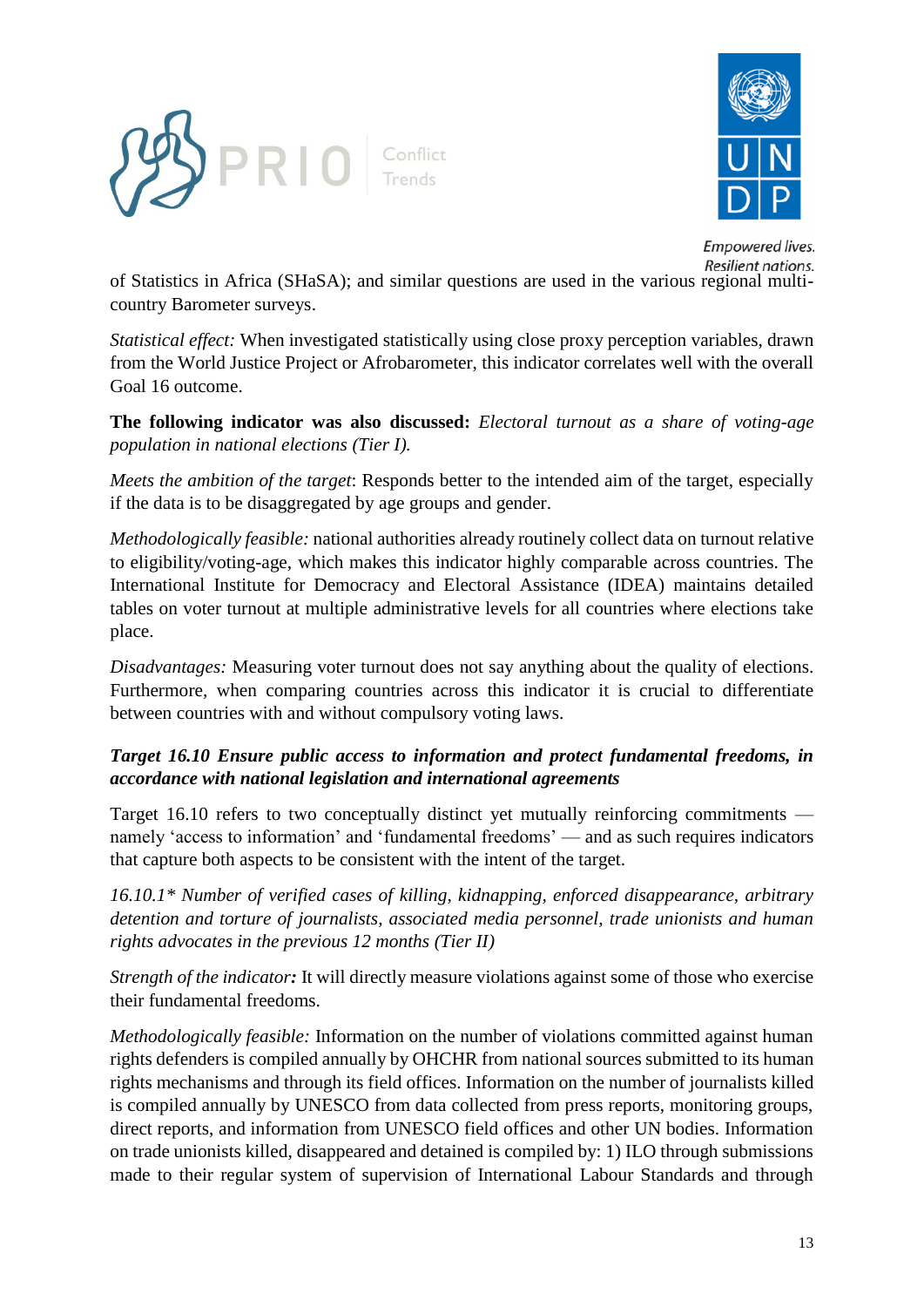of Statistics in Africa (SHaSA); and similar questions are used in the various regional multi-country Barometer surveys.

*Statistical effect:* When investigated statistically using close proxy perception variables, drawn from the World Justice Project or Afrobarometer, this indicator correlates well with the overall Goal 16 outcome.

**The following indicator was also discussed:** *Electoral turnout as a share of voting-age population in national elections (Tier I).*

*Meets the ambition of the target*: Responds better to the intended aim of the target, especially if the data is to be disaggregated by age groups and gender.

*Methodologically feasible:* national authorities already routinely collect data on turnout relative to eligibility/voting-age, which makes this indicator highly comparable across countries. The International Institute for Democracy and Electoral Assistance (IDEA) maintains detailed tables on voter turnout at multiple administrative levels for all countries where elections take place.

*Disadvantages:* Measuring voter turnout does not say anything about the quality of elections. Furthermore, when comparing countries across this indicator it is crucial to differentiate between countries with and without compulsory voting laws.

### *Target 16.10 Ensure public access to information and protect fundamental freedoms, in accordance with national legislation and international agreements*

Target 16.10 refers to two conceptually distinct yet mutually reinforcing commitments — namely 'access to information' and 'fundamental freedoms' — and as such requires indicators that capture both aspects to be consistent with the intent of the target.

*16.10.1\* Number of verified cases of killing, kidnapping, enforced disappearance, arbitrary detention and torture of journalists, associated media personnel, trade unionists and human rights advocates in the previous 12 months (Tier II)*

*Strength of the indicator**:*** It will directly measure violations against some of those who exercise their fundamental freedoms.

*Methodologically feasible:* Information on the number of violations committed against human rights defenders is compiled annually by OHCHR from national sources submitted to its human rights mechanisms and through its field offices. Information on the number of journalists killed is compiled annually by UNESCO from data collected from press reports, monitoring groups, direct reports, and information from UNESCO field offices and other UN bodies. Information on trade unionists killed, disappeared and detained is compiled by: 1) ILO through submissions made to their regular system of supervision of International Labour Standards and through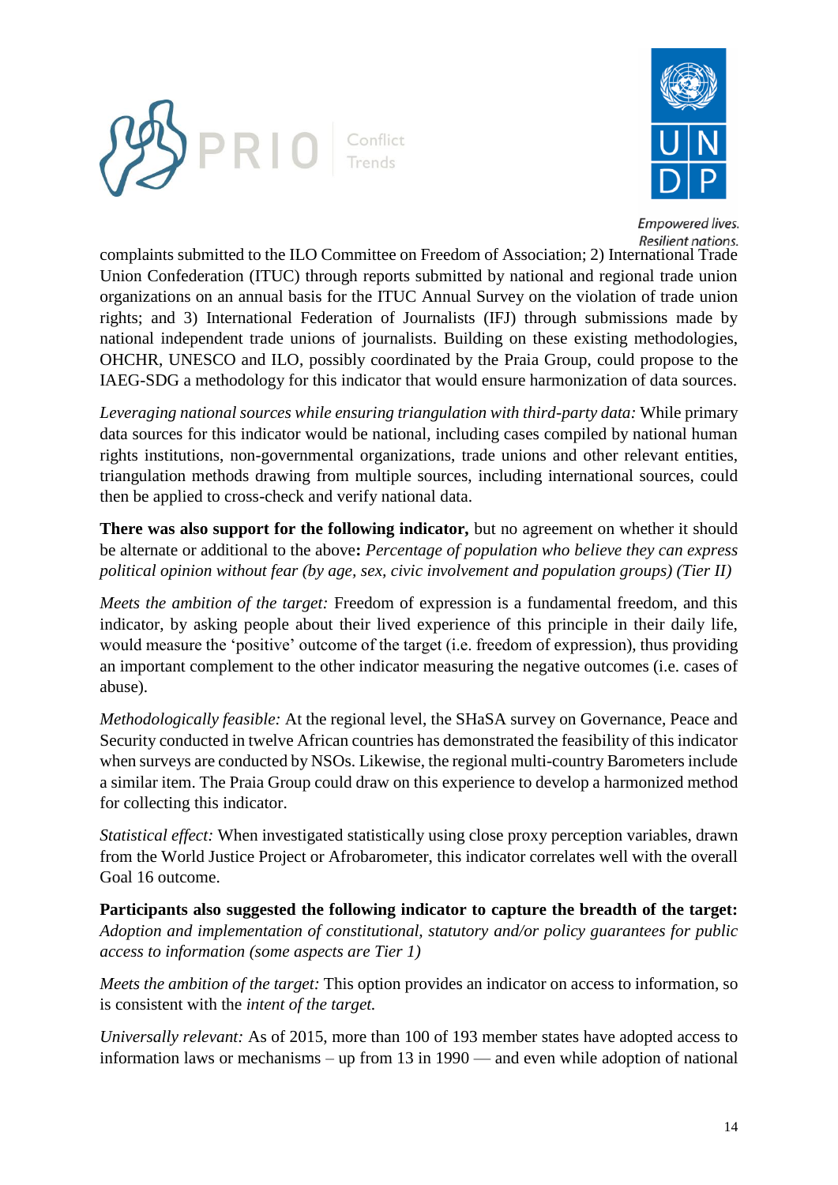complaints submitted to the ILO Committee on Freedom of Association; 2) International Trade Union Confederation (ITUC) through reports submitted by national and regional trade union organizations on an annual basis for the ITUC Annual Survey on the violation of trade union rights; and 3) International Federation of Journalists (IFJ) through submissions made by national independent trade unions of journalists. Building on these existing methodologies, OHCHR, UNESCO and ILO, possibly coordinated by the Praia Group, could propose to the IAEG-SDG a methodology for this indicator that would ensure harmonization of data sources.

*Leveraging national sources while ensuring triangulation with third-party data:* While primary data sources for this indicator would be national, including cases compiled by national human rights institutions, non-governmental organizations, trade unions and other relevant entities, triangulation methods drawing from multiple sources, including international sources, could then be applied to cross-check and verify national data.

**There was also support for the following indicator,** but no agreement on whether it should be alternate or additional to the above**:** *Percentage of population who believe they can express political opinion without fear (by age, sex, civic involvement and population groups) (Tier II)*

*Meets the ambition of the target:* Freedom of expression is a fundamental freedom, and this indicator, by asking people about their lived experience of this principle in their daily life, would measure the 'positive' outcome of the target (i.e. freedom of expression), thus providing an important complement to the other indicator measuring the negative outcomes (i.e. cases of abuse).

*Methodologically feasible:* At the regional level, the SHaSA survey on Governance, Peace and Security conducted in twelve African countries has demonstrated the feasibility of this indicator when surveys are conducted by NSOs. Likewise, the regional multi-country Barometers include a similar item. The Praia Group could draw on this experience to develop a harmonized method for collecting this indicator.

*Statistical effect:* When investigated statistically using close proxy perception variables, drawn from the World Justice Project or Afrobarometer, this indicator correlates well with the overall Goal 16 outcome.

**Participants also suggested the following indicator to capture the breadth of the target:** *Adoption and implementation of constitutional, statutory and/or policy guarantees for public access to information (some aspects are Tier 1)*

*Meets the ambition of the target:* This option provides an indicator on access to information, so is consistent with the *intent of the target.*

*Universally relevant:* As of 2015, more than 100 of 193 member states have adopted access to information laws or mechanisms – up from 13 in 1990 — and even while adoption of national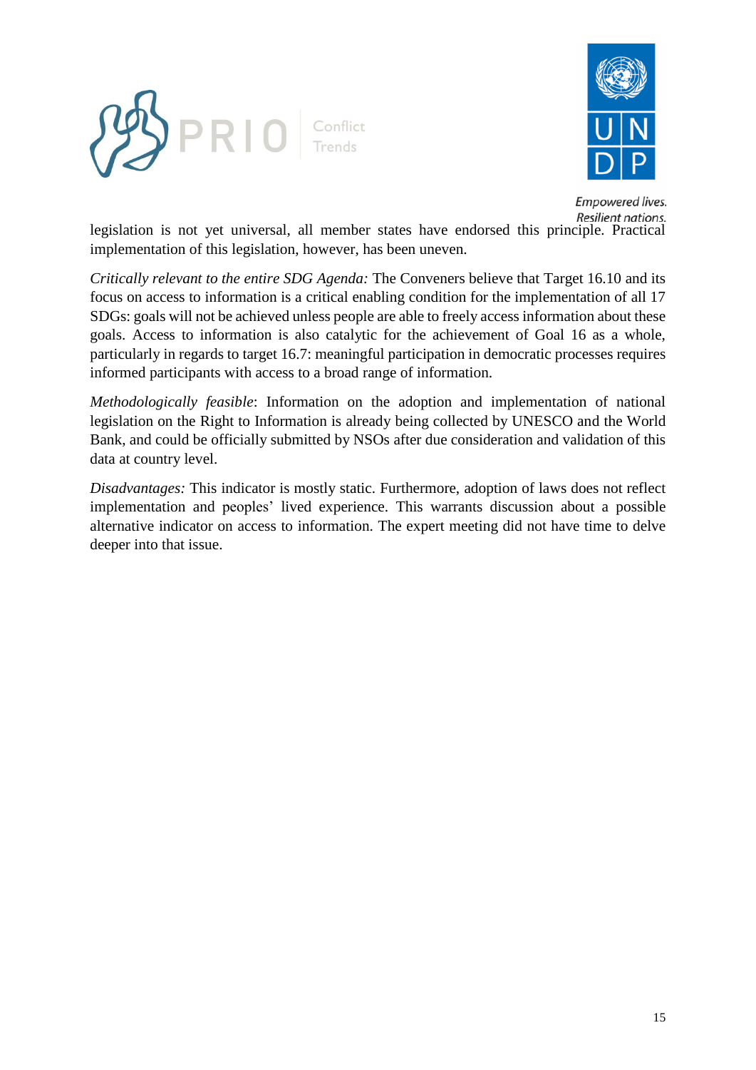legislation is not yet universal, all member states have endorsed this principle. Practical implementation of this legislation, however, has been uneven.

*Critically relevant to the entire SDG Agenda:* The Conveners believe that Target 16.10 and its focus on access to information is a critical enabling condition for the implementation of all 17 SDGs: goals will not be achieved unless people are able to freely access information about these goals. Access to information is also catalytic for the achievement of Goal 16 as a whole, particularly in regards to target 16.7: meaningful participation in democratic processes requires informed participants with access to a broad range of information.

*Methodologically feasible*: Information on the adoption and implementation of national legislation on the Right to Information is already being collected by UNESCO and the World Bank, and could be officially submitted by NSOs after due consideration and validation of this data at country level.

*Disadvantages:* This indicator is mostly static. Furthermore, adoption of laws does not reflect implementation and peoples' lived experience. This warrants discussion about a possible alternative indicator on access to information. The expert meeting did not have time to delve deeper into that issue.